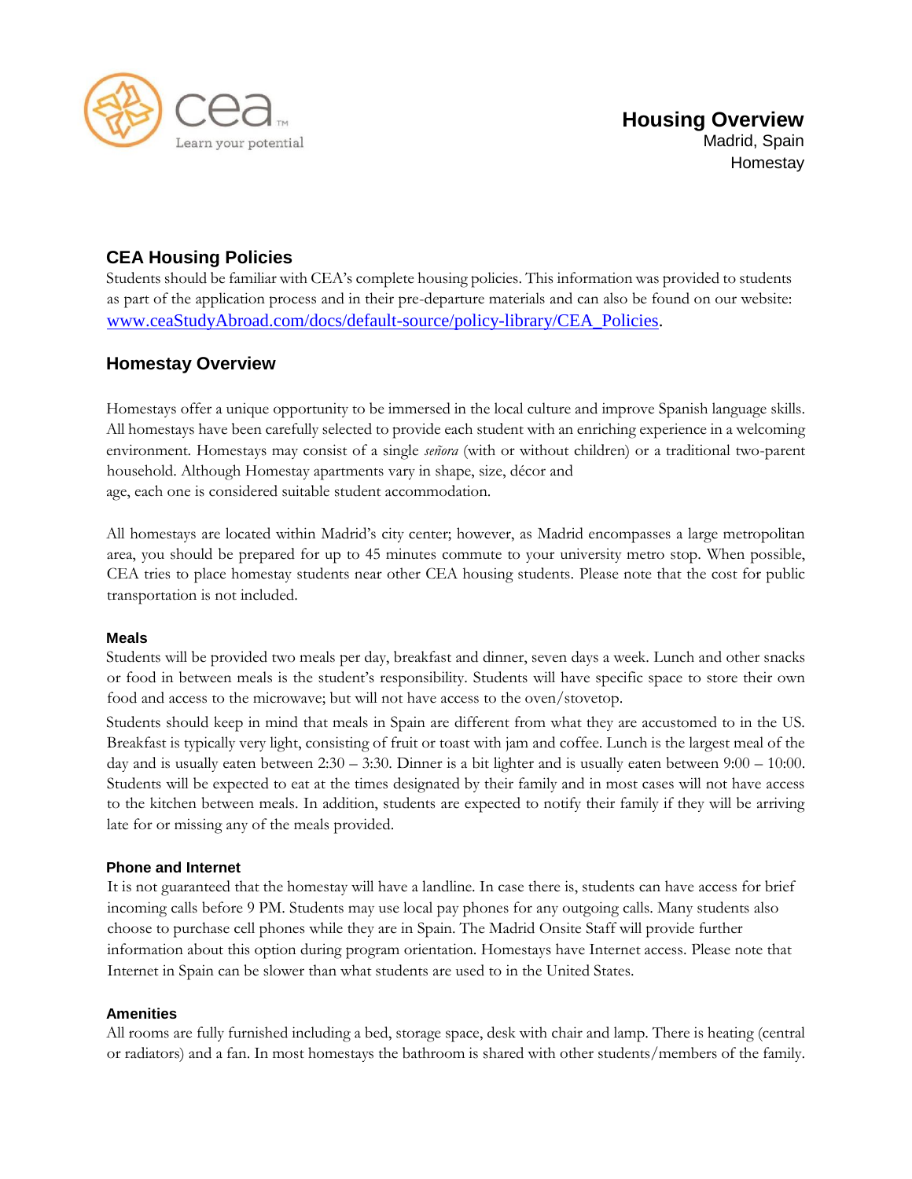cea

Learn your potential

# Housing Overview

Madrid, Spain

Homestay

## CEA Housing Policies

Students should be familiar with CEA's complete housing policies. This information was provided to students as part of the application process and in their pre-departure materials and can also be found on our website: www.ceaStudyAbroad.com/docs/default-source/policy-library/CEA_Policies.

## Homestay Overview

Homestays offer a unique opportunity to be immersed in the local culture and improve Spanish language skills. All homestays have been carefully selected to provide each student with an enriching experience in a welcoming environment. Homestays may consist of a single *señora* (with or without children) or a traditional two-parent household. Although Homestay apartments vary in shape, size, décor and age, each one is considered suitable student accommodation.

All homestays are located within Madrid's city center; however, as Madrid encompasses a large metropolitan area, you should be prepared for up to 45 minutes commute to your university metro stop. When possible, CEA tries to place homestay students near other CEA housing students. Please note that the cost for public transportation is not included.

### Meals

Students will be provided two meals per day, breakfast and dinner, seven days a week. Lunch and other snacks or food in between meals is the student's responsibility. Students will have specific space to store their own food and access to the microwave; but will not have access to the oven/stovetop.

Students should keep in mind that meals in Spain are different from what they are accustomed to in the US. Breakfast is typically very light, consisting of fruit or toast with jam and coffee. Lunch is the largest meal of the day and is usually eaten between 2:30 – 3:30. Dinner is a bit lighter and is usually eaten between 9:00 – 10:00. Students will be expected to eat at the times designated by their family and in most cases will not have access to the kitchen between meals. In addition, students are expected to notify their family if they will be arriving late for or missing any of the meals provided.

### Phone and Internet

It is not guaranteed that the homestay will have a landline. In case there is, students can have access for brief incoming calls before 9 PM. Students may use local pay phones for any outgoing calls. Many students also choose to purchase cell phones while they are in Spain. The Madrid Onsite Staff will provide further information about this option during program orientation. Homestays have Internet access. Please note that Internet in Spain can be slower than what students are used to in the United States.

### Amenities

All rooms are fully furnished including a bed, storage space, desk with chair and lamp. There is heating (central or radiators) and a fan. In most homestays the bathroom is shared with other students/members of the family.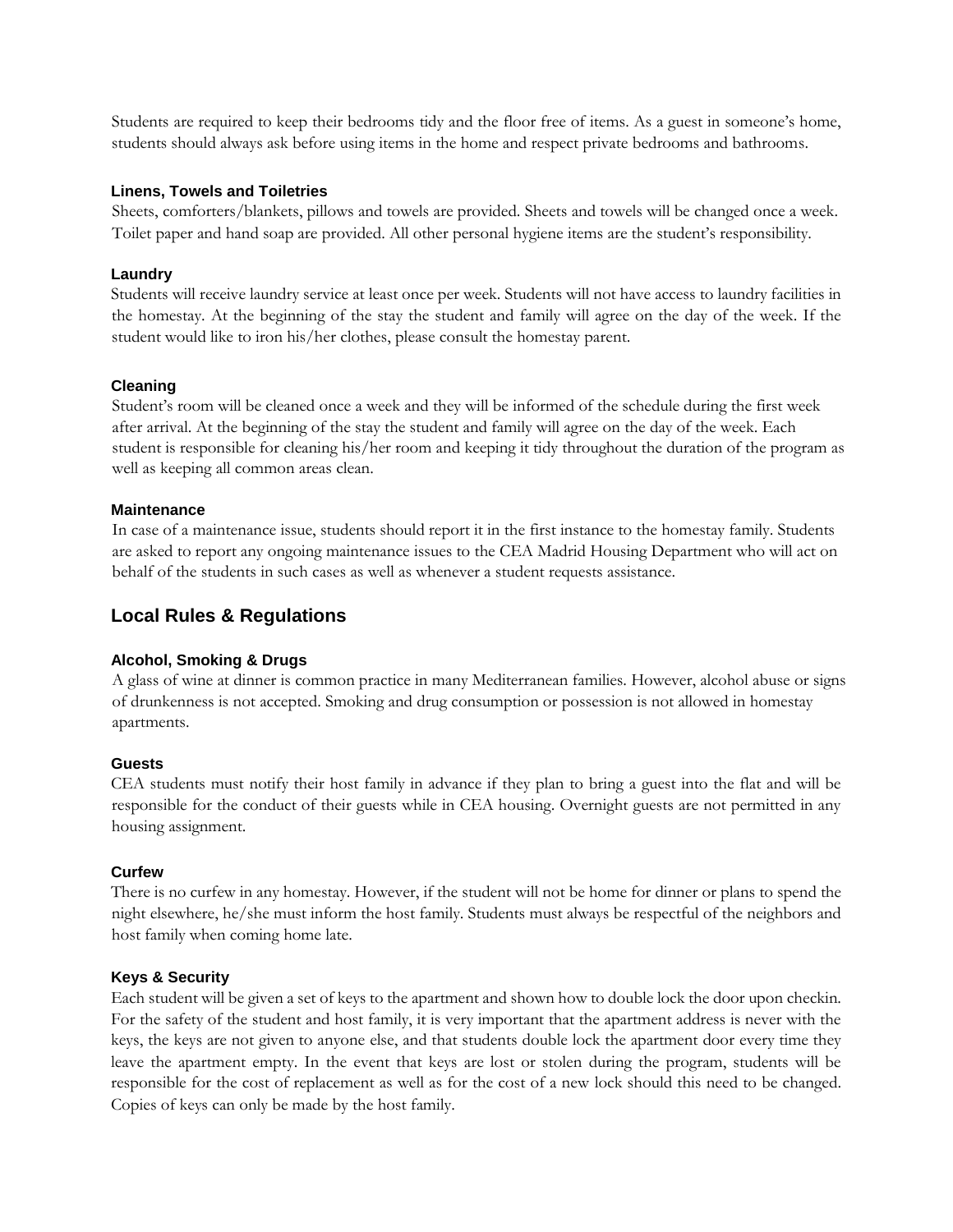Students are required to keep their bedrooms tidy and the floor free of items. As a guest in someone's home, students should always ask before using items in the home and respect private bedrooms and bathrooms.

### Linens, Towels and Toiletries

Sheets, comforters/blankets, pillows and towels are provided. Sheets and towels will be changed once a week. Toilet paper and hand soap are provided. All other personal hygiene items are the student's responsibility.

### Laundry

Students will receive laundry service at least once per week. Students will not have access to laundry facilities in the homestay. At the beginning of the stay the student and family will agree on the day of the week. If the student would like to iron his/her clothes, please consult the homestay parent.

### Cleaning

Student's room will be cleaned once a week and they will be informed of the schedule during the first week after arrival. At the beginning of the stay the student and family will agree on the day of the week. Each student is responsible for cleaning his/her room and keeping it tidy throughout the duration of the program as well as keeping all common areas clean.

### Maintenance

In case of a maintenance issue, students should report it in the first instance to the homestay family. Students are asked to report any ongoing maintenance issues to the CEA Madrid Housing Department who will act on behalf of the students in such cases as well as whenever a student requests assistance.

## Local Rules & Regulations

### Alcohol, Smoking & Drugs

A glass of wine at dinner is common practice in many Mediterranean families. However, alcohol abuse or signs of drunkenness is not accepted. Smoking and drug consumption or possession is not allowed in homestay apartments.

### Guests

CEA students must notify their host family in advance if they plan to bring a guest into the flat and will be responsible for the conduct of their guests while in CEA housing. Overnight guests are not permitted in any housing assignment.

### Curfew

There is no curfew in any homestay. However, if the student will not be home for dinner or plans to spend the night elsewhere, he/she must inform the host family. Students must always be respectful of the neighbors and host family when coming home late.

### Keys & Security

Each student will be given a set of keys to the apartment and shown how to double lock the door upon checkin. For the safety of the student and host family, it is very important that the apartment address is never with the keys, the keys are not given to anyone else, and that students double lock the apartment door every time they leave the apartment empty. In the event that keys are lost or stolen during the program, students will be responsible for the cost of replacement as well as for the cost of a new lock should this need to be changed. Copies of keys can only be made by the host family.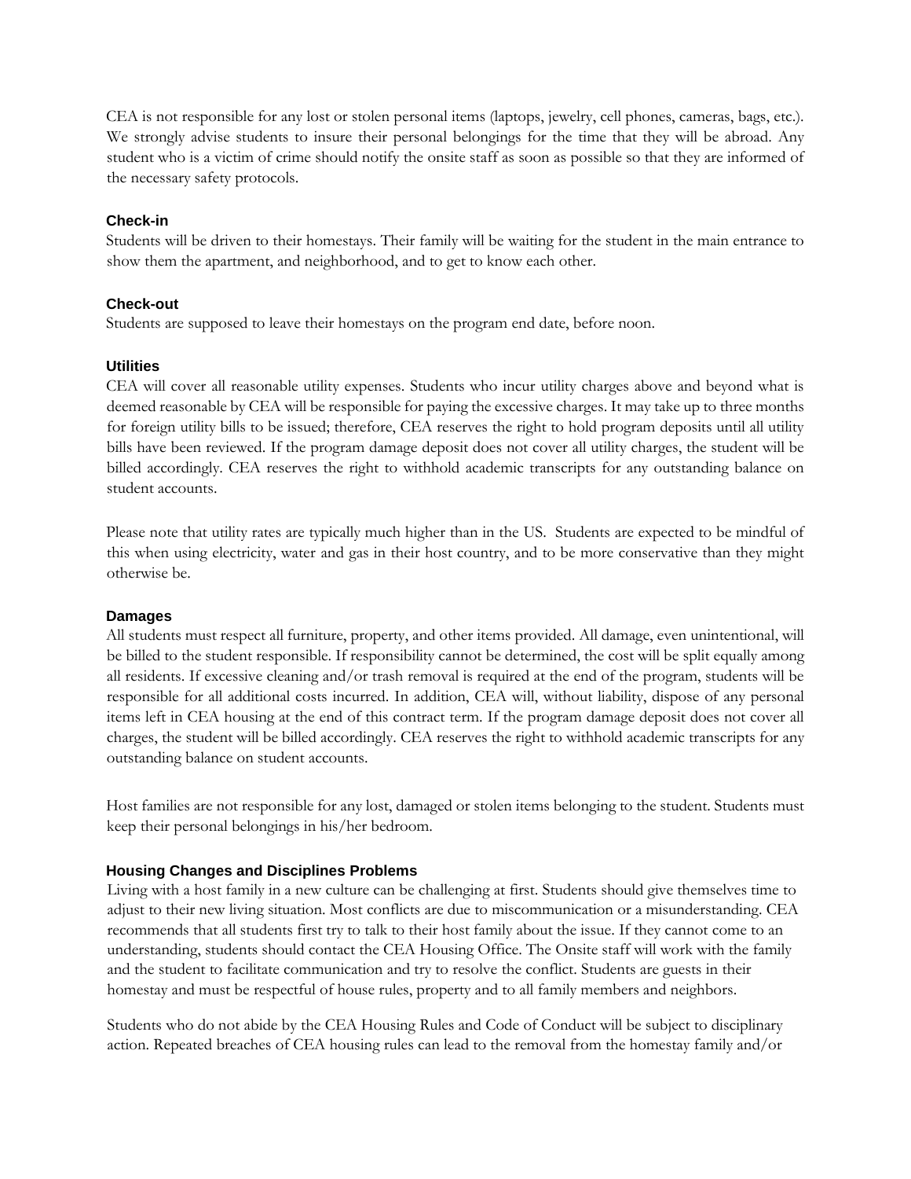CEA is not responsible for any lost or stolen personal items (laptops, jewelry, cell phones, cameras, bags, etc.). We strongly advise students to insure their personal belongings for the time that they will be abroad. Any student who is a victim of crime should notify the onsite staff as soon as possible so that they are informed of the necessary safety protocols.

### Check-in

Students will be driven to their homestays. Their family will be waiting for the student in the main entrance to show them the apartment, and neighborhood, and to get to know each other.

### Check-out

Students are supposed to leave their homestays on the program end date, before noon.

### Utilities

CEA will cover all reasonable utility expenses. Students who incur utility charges above and beyond what is deemed reasonable by CEA will be responsible for paying the excessive charges. It may take up to three months for foreign utility bills to be issued; therefore, CEA reserves the right to hold program deposits until all utility bills have been reviewed. If the program damage deposit does not cover all utility charges, the student will be billed accordingly. CEA reserves the right to withhold academic transcripts for any outstanding balance on student accounts.

Please note that utility rates are typically much higher than in the US. Students are expected to be mindful of this when using electricity, water and gas in their host country, and to be more conservative than they might otherwise be.

### Damages

All students must respect all furniture, property, and other items provided. All damage, even unintentional, will be billed to the student responsible. If responsibility cannot be determined, the cost will be split equally among all residents. If excessive cleaning and/or trash removal is required at the end of the program, students will be responsible for all additional costs incurred. In addition, CEA will, without liability, dispose of any personal items left in CEA housing at the end of this contract term. If the program damage deposit does not cover all charges, the student will be billed accordingly. CEA reserves the right to withhold academic transcripts for any outstanding balance on student accounts.

Host families are not responsible for any lost, damaged or stolen items belonging to the student. Students must keep their personal belongings in his/her bedroom.

### Housing Changes and Disciplines Problems

Living with a host family in a new culture can be challenging at first. Students should give themselves time to adjust to their new living situation. Most conflicts are due to miscommunication or a misunderstanding. CEA recommends that all students first try to talk to their host family about the issue. If they cannot come to an understanding, students should contact the CEA Housing Office. The Onsite staff will work with the family and the student to facilitate communication and try to resolve the conflict. Students are guests in their homestay and must be respectful of house rules, property and to all family members and neighbors.

Students who do not abide by the CEA Housing Rules and Code of Conduct will be subject to disciplinary action. Repeated breaches of CEA housing rules can lead to the removal from the homestay family and/or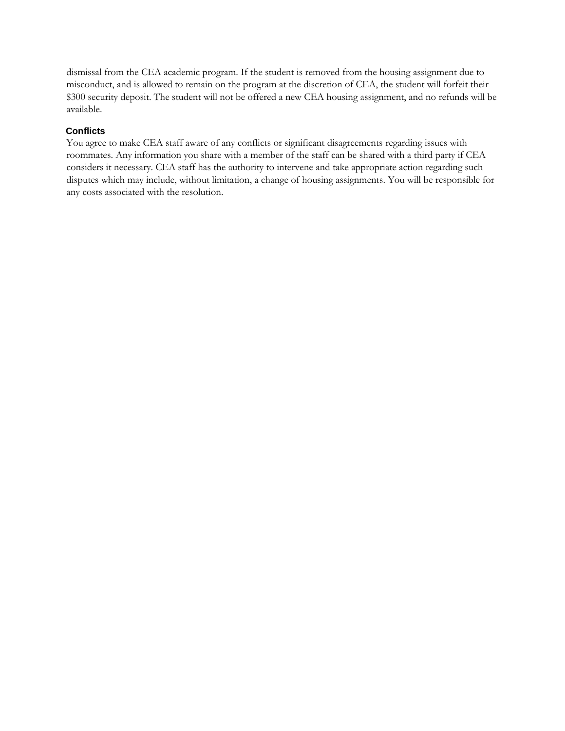dismissal from the CEA academic program. If the student is removed from the housing assignment due to misconduct, and is allowed to remain on the program at the discretion of CEA, the student will forfeit their $300 security deposit. The student will not be offered a new CEA housing assignment, and no refunds will be available.

### Conflicts

You agree to make CEA staff aware of any conflicts or significant disagreements regarding issues with roommates. Any information you share with a member of the staff can be shared with a third party if CEA considers it necessary. CEA staff has the authority to intervene and take appropriate action regarding such disputes which may include, without limitation, a change of housing assignments. You will be responsible for any costs associated with the resolution.